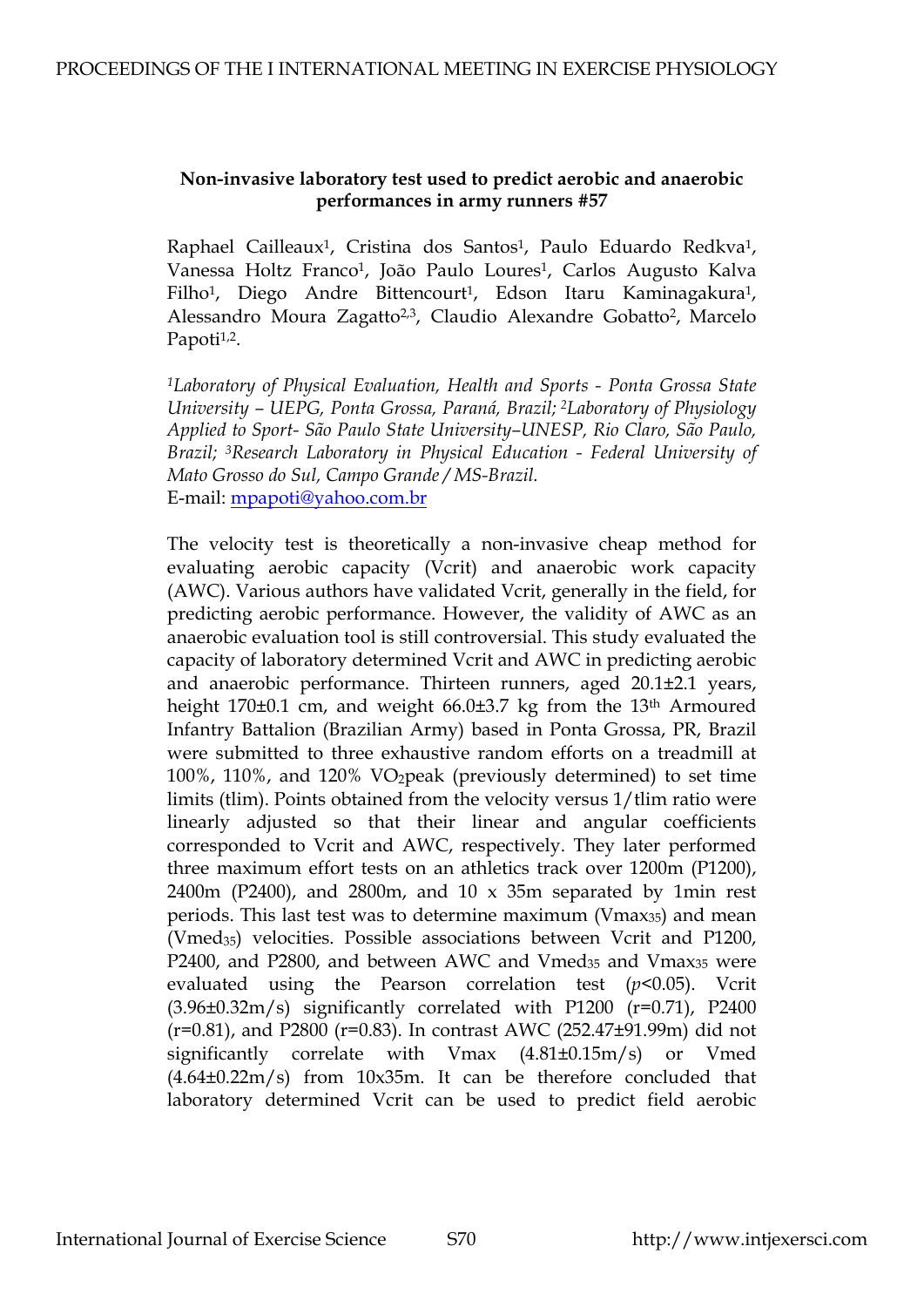**Non-invasive laboratory test used to predict aerobic and anaerobic performances in army runners #57**

Raphael Cailleaux[1], Cristina dos Santos[1], Paulo Eduardo Redkva[1], Vanessa Holtz Franco[1], João Paulo Loures[1], Carlos Augusto Kalva Filho[1], Diego Andre Bittencourt[1], Edson Itaru Kaminagakura[1], Alessandro Moura Zagatto[2,3], Claudio Alexandre Gobatto[2], Marcelo Papoti[1,2].

*[1]Laboratory of Physical Evaluation, Health and Sports - Ponta Grossa State University – UEPG, Ponta Grossa, Paraná, Brazil; [2]Laboratory of Physiology Applied to Sport- São Paulo State University–UNESP, Rio Claro, São Paulo, Brazil; [3]Research Laboratory in Physical Education - Federal University of Mato Grosso do Sul, Campo Grande / MS-Brazil.*
E-mail: mpapoti@yahoo.com.br

The velocity test is theoretically a non-invasive cheap method for evaluating aerobic capacity (Vcrit) and anaerobic work capacity (AWC). Various authors have validated Vcrit, generally in the field, for predicting aerobic performance. However, the validity of AWC as an anaerobic evaluation tool is still controversial. This study evaluated the capacity of laboratory determined Vcrit and AWC in predicting aerobic and anaerobic performance. Thirteen runners, aged 20.1±2.1 years, height 170±0.1 cm, and weight 66.0±3.7 kg from the 13th Armoured Infantry Battalion (Brazilian Army) based in Ponta Grossa, PR, Brazil were submitted to three exhaustive random efforts on a treadmill at 100%, 110%, and 120% $VO_2$peak (previously determined) to set time limits (tlim). Points obtained from the velocity versus 1/tlim ratio were linearly adjusted so that their linear and angular coefficients corresponded to Vcrit and AWC, respectively. They later performed three maximum effort tests on an athletics track over 1200m (P1200), 2400m (P2400), and 2800m, and 10 x 35m separated by 1min rest periods. This last test was to determine maximum ($Vmax_{35}$) and mean ($Vmed_{35}$) velocities. Possible associations between Vcrit and P1200, P2400, and P2800, and between AWC and $Vmed_{35}$ and $Vmax_{35}$ were evaluated using the Pearson correlation test ($p<0.05$). Vcrit (3.96±0.32m/s) significantly correlated with P1200 (r=0.71), P2400 (r=0.81), and P2800 (r=0.83). In contrast AWC (252.47±91.99m) did not significantly correlate with Vmax (4.81±0.15m/s) or Vmed (4.64±0.22m/s) from 10x35m. It can be therefore concluded that laboratory determined Vcrit can be used to predict field aerobic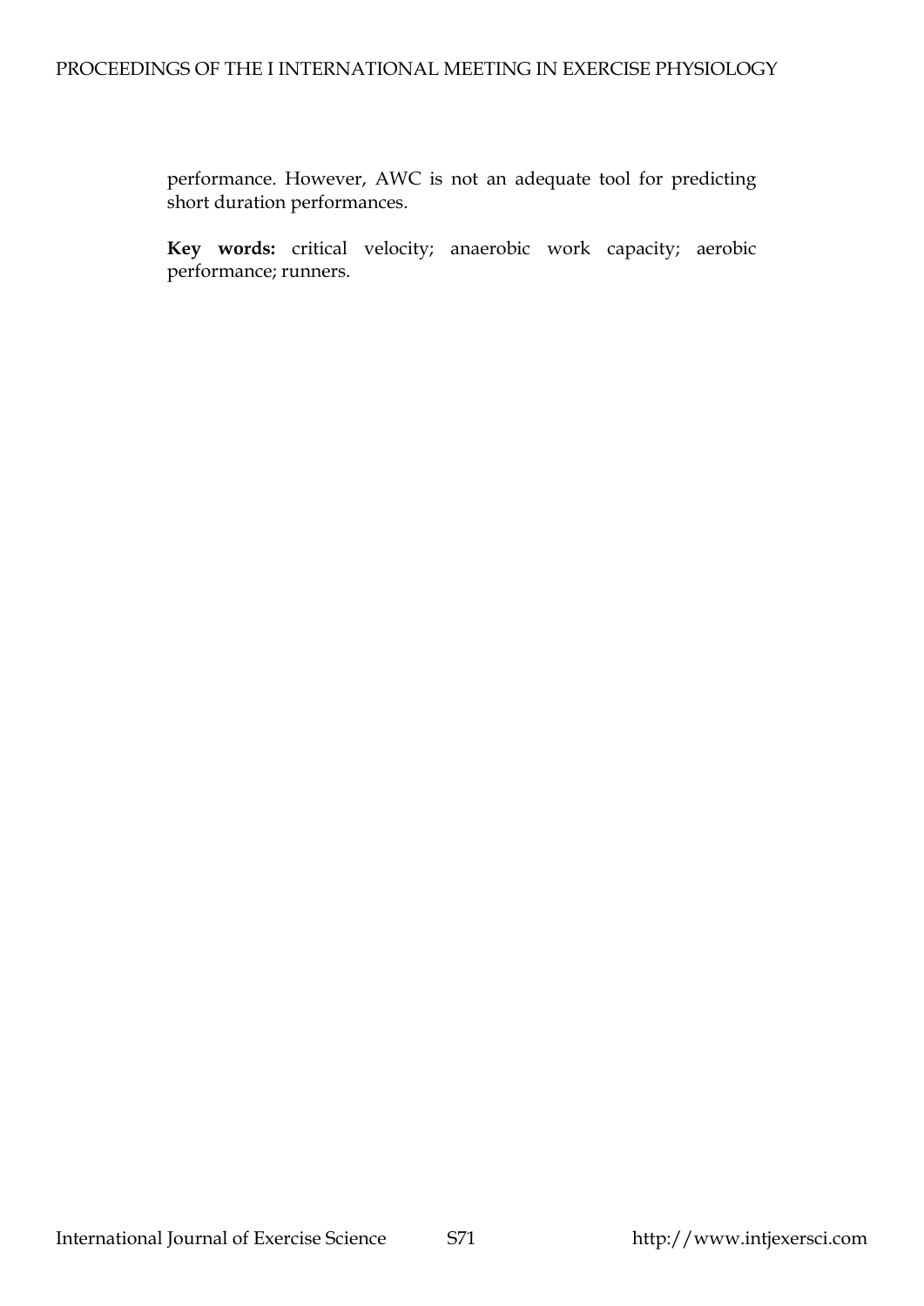performance. However, AWC is not an adequate tool for predicting short duration performances.

**Key words:** critical velocity; anaerobic work capacity; aerobic performance; runners.